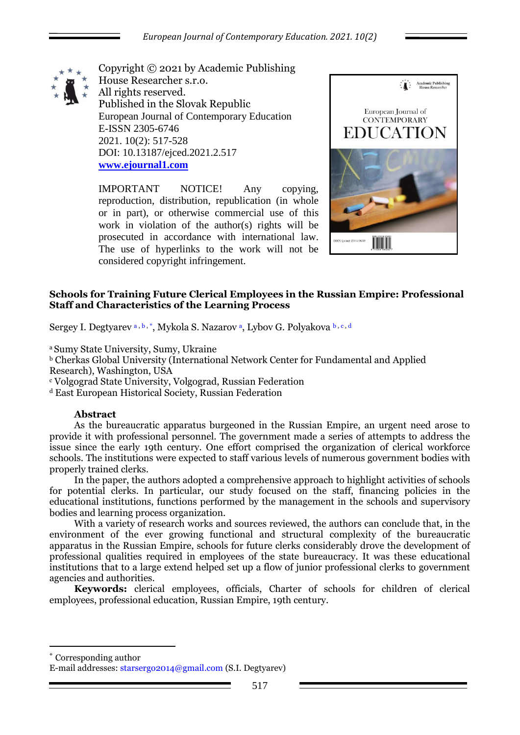Copyright © 2021 by Academic Publishing House Researcher s.r.o.
All rights reserved.
Published in the Slovak Republic
European Journal of Contemporary Education
E-ISSN 2305-6746
2021. 10(2): 517-528
DOI: 10.13187/ejced.2021.2.517
**www.ejournal1.com**

IMPORTANT NOTICE! Any copying, reproduction, distribution, republication (in whole or in part), or otherwise commercial use of this work in violation of the author(s) rights will be prosecuted in accordance with international law. The use of hyperlinks to the work will not be considered copyright infringement.

# Schools for Training Future Clerical Employees in the Russian Empire: Professional Staff and Characteristics of the Learning Process

Sergey I. Degtyarev [a, b, *], Mykola S. Nazarov [a], Lybov G. Polyakova [b, c, d]

[a] Sumy State University, Sumy, Ukraine
[b] Cherkas Global University (International Network Center for Fundamental and Applied Research), Washington, USA
[c] Volgograd State University, Volgograd, Russian Federation
[d] East European Historical Society, Russian Federation

## Abstract

As the bureaucratic apparatus burgeoned in the Russian Empire, an urgent need arose to provide it with professional personnel. The government made a series of attempts to address the issue since the early 19th century. One effort comprised the organization of clerical workforce schools. The institutions were expected to staff various levels of numerous government bodies with properly trained clerks.

In the paper, the authors adopted a comprehensive approach to highlight activities of schools for potential clerks. In particular, our study focused on the staff, financing policies in the educational institutions, functions performed by the management in the schools and supervisory bodies and learning process organization.

With a variety of research works and sources reviewed, the authors can conclude that, in the environment of the ever growing functional and structural complexity of the bureaucratic apparatus in the Russian Empire, schools for future clerks considerably drove the development of professional qualities required in employees of the state bureaucracy. It was these educational institutions that to a large extend helped set up a flow of junior professional clerks to government agencies and authorities.

**Keywords:** clerical employees, officials, Charter of schools for children of clerical employees, professional education, Russian Empire, 19th century.

---

[*] Corresponding author
E-mail addresses: starsergo2014@gmail.com (S.I. Degtyarev)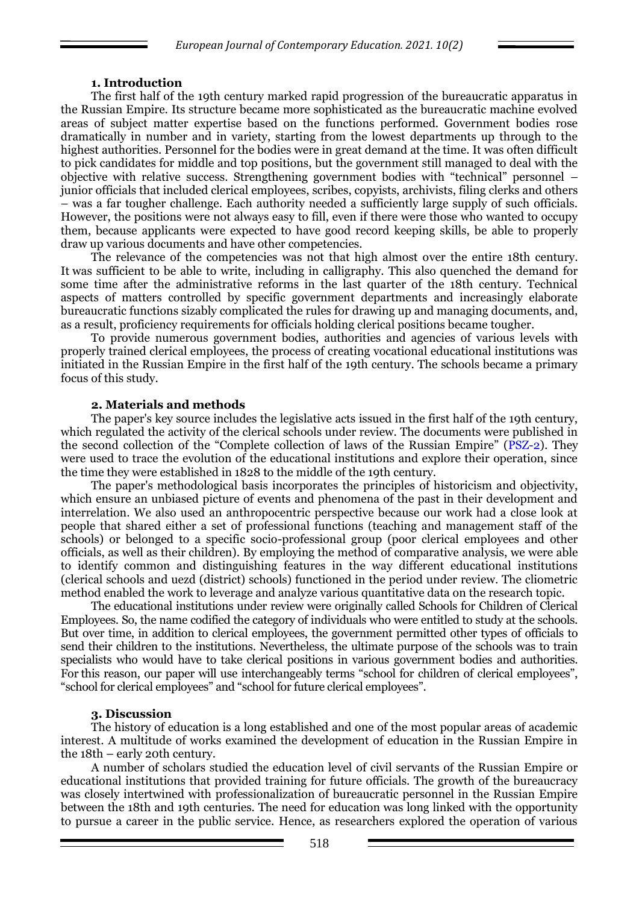## 1. Introduction

The first half of the 19th century marked rapid progression of the bureaucratic apparatus in the Russian Empire. Its structure became more sophisticated as the bureaucratic machine evolved areas of subject matter expertise based on the functions performed. Government bodies rose dramatically in number and in variety, starting from the lowest departments up through to the highest authorities. Personnel for the bodies were in great demand at the time. It was often difficult to pick candidates for middle and top positions, but the government still managed to deal with the objective with relative success. Strengthening government bodies with "technical" personnel – junior officials that included clerical employees, scribes, copyists, archivists, filing clerks and others – was a far tougher challenge. Each authority needed a sufficiently large supply of such officials. However, the positions were not always easy to fill, even if there were those who wanted to occupy them, because applicants were expected to have good record keeping skills, be able to properly draw up various documents and have other competencies.

The relevance of the competencies was not that high almost over the entire 18th century. It was sufficient to be able to write, including in calligraphy. This also quenched the demand for some time after the administrative reforms in the last quarter of the 18th century. Technical aspects of matters controlled by specific government departments and increasingly elaborate bureaucratic functions sizably complicated the rules for drawing up and managing documents, and, as a result, proficiency requirements for officials holding clerical positions became tougher.

To provide numerous government bodies, authorities and agencies of various levels with properly trained clerical employees, the process of creating vocational educational institutions was initiated in the Russian Empire in the first half of the 19th century. The schools became a primary focus of this study.

## 2. Materials and methods

The paper's key source includes the legislative acts issued in the first half of the 19th century, which regulated the activity of the clerical schools under review. The documents were published in the second collection of the "Complete collection of laws of the Russian Empire" (PSZ-2). They were used to trace the evolution of the educational institutions and explore their operation, since the time they were established in 1828 to the middle of the 19th century.

The paper's methodological basis incorporates the principles of historicism and objectivity, which ensure an unbiased picture of events and phenomena of the past in their development and interrelation. We also used an anthropocentric perspective because our work had a close look at people that shared either a set of professional functions (teaching and management staff of the schools) or belonged to a specific socio-professional group (poor clerical employees and other officials, as well as their children). By employing the method of comparative analysis, we were able to identify common and distinguishing features in the way different educational institutions (clerical schools and uezd (district) schools) functioned in the period under review. The cliometric method enabled the work to leverage and analyze various quantitative data on the research topic.

The educational institutions under review were originally called Schools for Children of Clerical Employees. So, the name codified the category of individuals who were entitled to study at the schools. But over time, in addition to clerical employees, the government permitted other types of officials to send their children to the institutions. Nevertheless, the ultimate purpose of the schools was to train specialists who would have to take clerical positions in various government bodies and authorities. For this reason, our paper will use interchangeably terms "school for children of clerical employees", "school for clerical employees" and "school for future clerical employees".

## 3. Discussion

The history of education is a long established and one of the most popular areas of academic interest. A multitude of works examined the development of education in the Russian Empire in the 18th – early 20th century.

A number of scholars studied the education level of civil servants of the Russian Empire or educational institutions that provided training for future officials. The growth of the bureaucracy was closely intertwined with professionalization of bureaucratic personnel in the Russian Empire between the 18th and 19th centuries. The need for education was long linked with the opportunity to pursue a career in the public service. Hence, as researchers explored the operation of various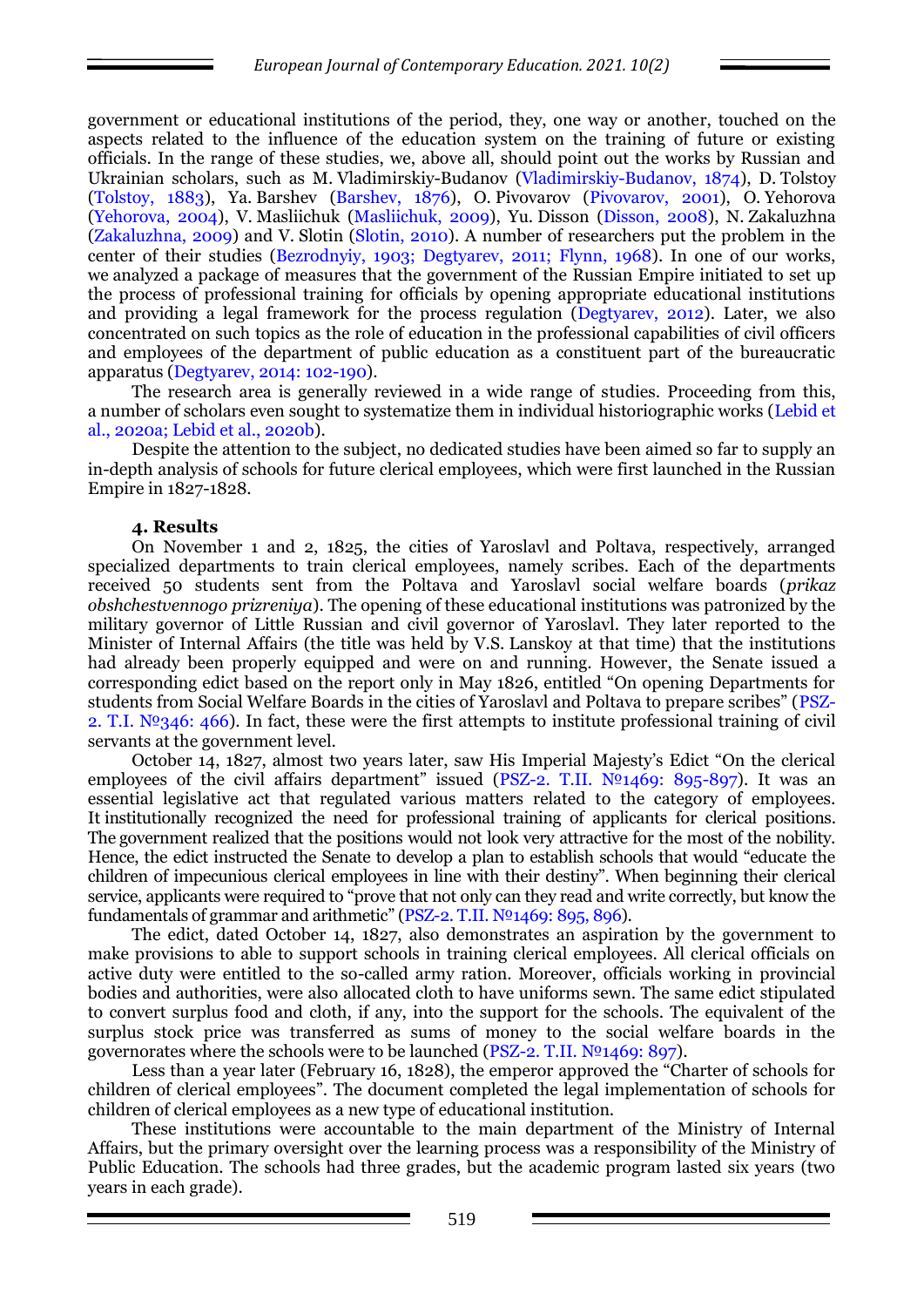government or educational institutions of the period, they, one way or another, touched on the aspects related to the influence of the education system on the training of future or existing officials. In the range of these studies, we, above all, should point out the works by Russian and Ukrainian scholars, such as M. Vladimirskiy-Budanov (Vladimirskiy-Budanov, 1874), D. Tolstoy (Tolstoy, 1883), Ya. Barshev (Barshev, 1876), O. Pivovarov (Pivovarov, 2001), O. Yehorova (Yehorova, 2004), V. Masliichuk (Masliichuk, 2009), Yu. Disson (Disson, 2008), N. Zakaluzhna (Zakaluzhna, 2009) and V. Slotin (Slotin, 2010). A number of researchers put the problem in the center of their studies (Bezrodnyiy, 1903; Degtyarev, 2011; Flynn, 1968). In one of our works, we analyzed a package of measures that the government of the Russian Empire initiated to set up the process of professional training for officials by opening appropriate educational institutions and providing a legal framework for the process regulation (Degtyarev, 2012). Later, we also concentrated on such topics as the role of education in the professional capabilities of civil officers and employees of the department of public education as a constituent part of the bureaucratic apparatus (Degtyarev, 2014: 102-190).

The research area is generally reviewed in a wide range of studies. Proceeding from this, a number of scholars even sought to systematize them in individual historiographic works (Lebid et al., 2020a; Lebid et al., 2020b).

Despite the attention to the subject, no dedicated studies have been aimed so far to supply an in-depth analysis of schools for future clerical employees, which were first launched in the Russian Empire in 1827-1828.

## 4. Results

On November 1 and 2, 1825, the cities of Yaroslavl and Poltava, respectively, arranged specialized departments to train clerical employees, namely scribes. Each of the departments received 50 students sent from the Poltava and Yaroslavl social welfare boards (*prikaz obshchestvennogo prizreniya*). The opening of these educational institutions was patronized by the military governor of Little Russian and civil governor of Yaroslavl. They later reported to the Minister of Internal Affairs (the title was held by V.S. Lanskoy at that time) that the institutions had already been properly equipped and were on and running. However, the Senate issued a corresponding edict based on the report only in May 1826, entitled "On opening Departments for students from Social Welfare Boards in the cities of Yaroslavl and Poltava to prepare scribes" (PSZ-2. T.I. №346: 466). In fact, these were the first attempts to institute professional training of civil servants at the government level.

October 14, 1827, almost two years later, saw His Imperial Majesty's Edict "On the clerical employees of the civil affairs department" issued (PSZ-2. T.II. №1469: 895-897). It was an essential legislative act that regulated various matters related to the category of employees. It institutionally recognized the need for professional training of applicants for clerical positions. The government realized that the positions would not look very attractive for the most of the nobility. Hence, the edict instructed the Senate to develop a plan to establish schools that would "educate the children of impecunious clerical employees in line with their destiny". When beginning their clerical service, applicants were required to "prove that not only can they read and write correctly, but know the fundamentals of grammar and arithmetic" (PSZ-2. T.II. №1469: 895, 896).

The edict, dated October 14, 1827, also demonstrates an aspiration by the government to make provisions to able to support schools in training clerical employees. All clerical officials on active duty were entitled to the so-called army ration. Moreover, officials working in provincial bodies and authorities, were also allocated cloth to have uniforms sewn. The same edict stipulated to convert surplus food and cloth, if any, into the support for the schools. The equivalent of the surplus stock price was transferred as sums of money to the social welfare boards in the governorates where the schools were to be launched (PSZ-2. T.II. №1469: 897).

Less than a year later (February 16, 1828), the emperor approved the "Charter of schools for children of clerical employees". The document completed the legal implementation of schools for children of clerical employees as a new type of educational institution.

These institutions were accountable to the main department of the Ministry of Internal Affairs, but the primary oversight over the learning process was a responsibility of the Ministry of Public Education. The schools had three grades, but the academic program lasted six years (two years in each grade).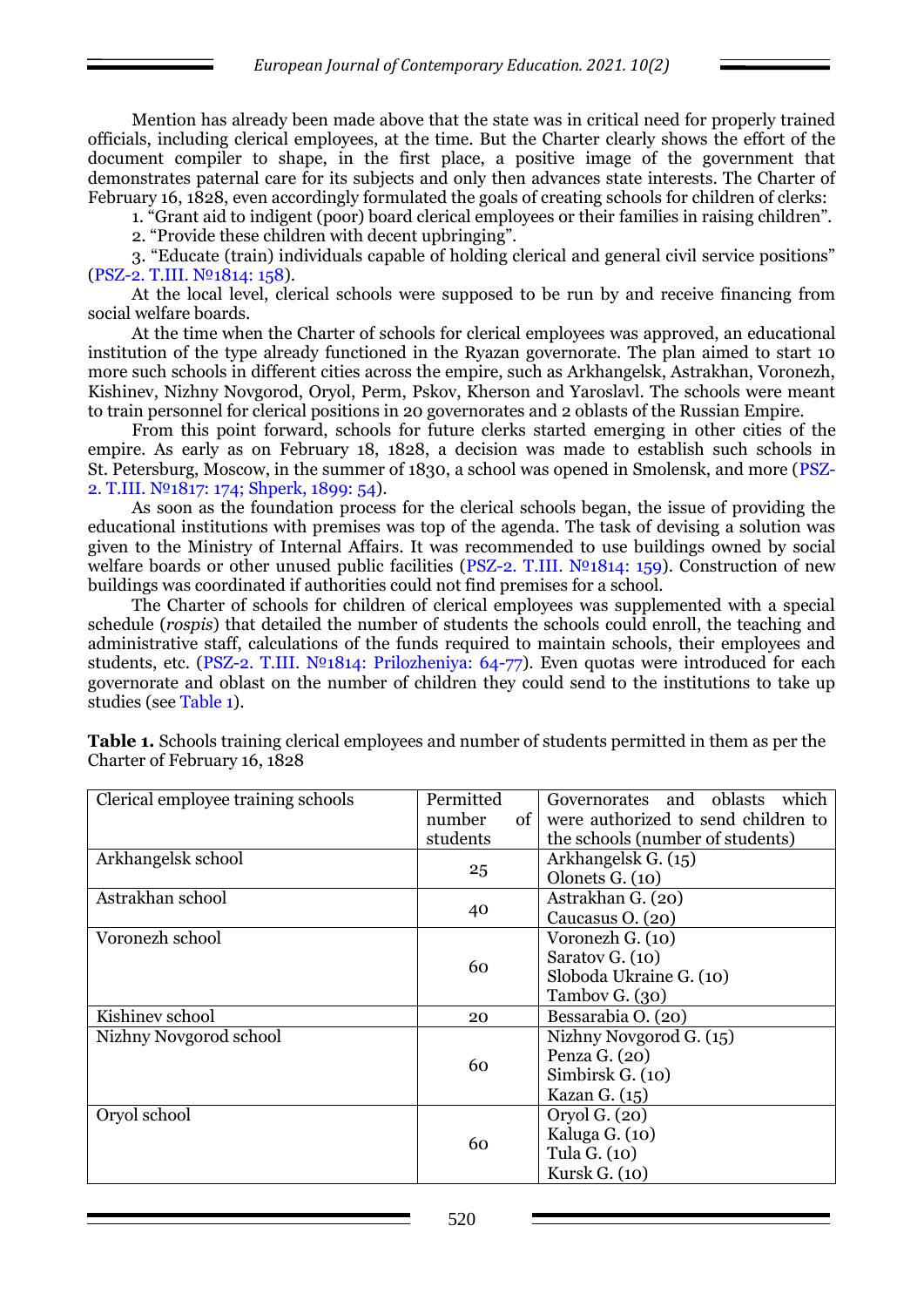Mention has already been made above that the state was in critical need for properly trained officials, including clerical employees, at the time. But the Charter clearly shows the effort of the document compiler to shape, in the first place, a positive image of the government that demonstrates paternal care for its subjects and only then advances state interests. The Charter of February 16, 1828, even accordingly formulated the goals of creating schools for children of clerks:

1. "Grant aid to indigent (poor) board clerical employees or their families in raising children".
2. "Provide these children with decent upbringing".
3. "Educate (train) individuals capable of holding clerical and general civil service positions" (PSZ-2. T.III. №1814: 158).

At the local level, clerical schools were supposed to be run by and receive financing from social welfare boards.

At the time when the Charter of schools for clerical employees was approved, an educational institution of the type already functioned in the Ryazan governorate. The plan aimed to start 10 more such schools in different cities across the empire, such as Arkhangelsk, Astrakhan, Voronezh, Kishinev, Nizhny Novgorod, Oryol, Perm, Pskov, Kherson and Yaroslavl. The schools were meant to train personnel for clerical positions in 20 governorates and 2 oblasts of the Russian Empire.

From this point forward, schools for future clerks started emerging in other cities of the empire. As early as on February 18, 1828, a decision was made to establish such schools in St. Petersburg, Moscow, in the summer of 1830, a school was opened in Smolensk, and more (PSZ-2. T.III. №1817: 174; Shperk, 1899: 54).

As soon as the foundation process for the clerical schools began, the issue of providing the educational institutions with premises was top of the agenda. The task of devising a solution was given to the Ministry of Internal Affairs. It was recommended to use buildings owned by social welfare boards or other unused public facilities (PSZ-2. T.III. №1814: 159). Construction of new buildings was coordinated if authorities could not find premises for a school.

The Charter of schools for children of clerical employees was supplemented with a special schedule (*rospis*) that detailed the number of students the schools could enroll, the teaching and administrative staff, calculations of the funds required to maintain schools, their employees and students, etc. (PSZ-2. T.III. №1814: Prilozheniya: 64-77). Even quotas were introduced for each governorate and oblast on the number of children they could send to the institutions to take up studies (see Table 1).

**Table 1.** Schools training clerical employees and number of students permitted in them as per the Charter of February 16, 1828

| Clerical employee training schools | Permitted number of students | Governorates and oblasts which were authorized to send children to the schools (number of students) |
|---|---|---|
| Arkhangelsk school | 25 | Arkhangelsk G. (15)<br>Olonets G. (10) |
| Astrakhan school | 40 | Astrakhan G. (20)<br>Caucasus O. (20) |
| Voronezh school | 60 | Voronezh G. (10)<br>Saratov G. (10)<br>Sloboda Ukraine G. (10)<br>Tambov G. (30) |
| Kishinev school | 20 | Bessarabia O. (20) |
| Nizhny Novgorod school | 60 | Nizhny Novgorod G. (15)<br>Penza G. (20)<br>Simbirsk G. (10)<br>Kazan G. (15) |
| Oryol school | 60 | Oryol G. (20)<br>Kaluga G. (10)<br>Tula G. (10)<br>Kursk G. (10) |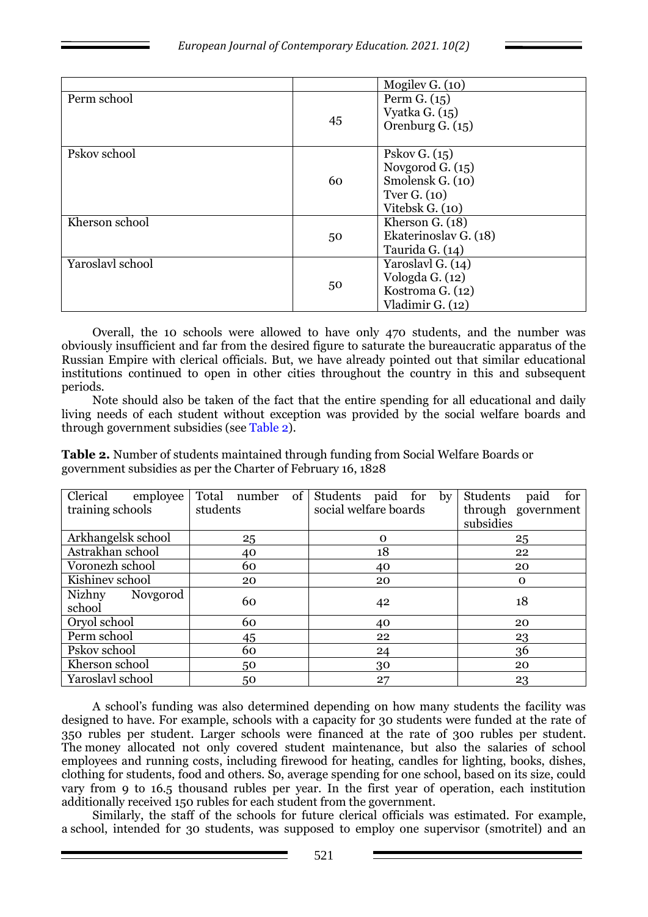| | | Mogilev G. (10) |
|---|---|---|
| Perm school | 45 | Perm G. (15)<br>Vyatka G. (15)<br>Orenburg G. (15) |
| Pskov school | 60 | Pskov G. (15)<br>Novgorod G. (15)<br>Smolensk G. (10)<br>Tver G. (10)<br>Vitebsk G. (10) |
| Kherson school | 50 | Kherson G. (18)<br>Ekaterinoslav G. (18)<br>Taurida G. (14) |
| Yaroslavl school | 50 | Yaroslavl G. (14)<br>Vologda G. (12)<br>Kostroma G. (12)<br>Vladimir G. (12) |

Overall, the 10 schools were allowed to have only 470 students, and the number was obviously insufficient and far from the desired figure to saturate the bureaucratic apparatus of the Russian Empire with clerical officials. But, we have already pointed out that similar educational institutions continued to open in other cities throughout the country in this and subsequent periods.

Note should also be taken of the fact that the entire spending for all educational and daily living needs of each student without exception was provided by the social welfare boards and through government subsidies (see Table 2).

**Table 2.** Number of students maintained through funding from Social Welfare Boards or government subsidies as per the Charter of February 16, 1828

| Clerical employee training schools | Total number of students | Students paid for by social welfare boards | Students paid for through government subsidies |
|---|---|---|---|
| Arkhangelsk school | 25 | 0 | 25 |
| Astrakhan school | 40 | 18 | 22 |
| Voronezh school | 60 | 40 | 20 |
| Kishinev school | 20 | 20 | 0 |
| Nizhny Novgorod school | 60 | 42 | 18 |
| Oryol school | 60 | 40 | 20 |
| Perm school | 45 | 22 | 23 |
| Pskov school | 60 | 24 | 36 |
| Kherson school | 50 | 30 | 20 |
| Yaroslavl school | 50 | 27 | 23 |

A school's funding was also determined depending on how many students the facility was designed to have. For example, schools with a capacity for 30 students were funded at the rate of 350 rubles per student. Larger schools were financed at the rate of 300 rubles per student. The money allocated not only covered student maintenance, but also the salaries of school employees and running costs, including firewood for heating, candles for lighting, books, dishes, clothing for students, food and others. So, average spending for one school, based on its size, could vary from 9 to 16.5 thousand rubles per year. In the first year of operation, each institution additionally received 150 rubles for each student from the government.

Similarly, the staff of the schools for future clerical officials was estimated. For example, a school, intended for 30 students, was supposed to employ one supervisor (smotritel) and an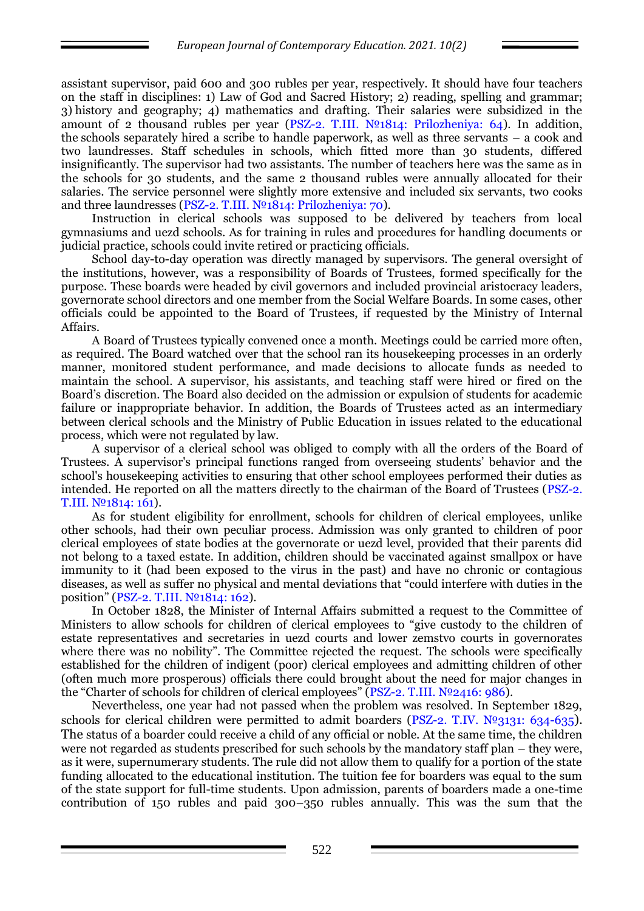assistant supervisor, paid 600 and 300 rubles per year, respectively. It should have four teachers on the staff in disciplines: 1) Law of God and Sacred History; 2) reading, spelling and grammar; 3) history and geography; 4) mathematics and drafting. Their salaries were subsidized in the amount of 2 thousand rubles per year (PSZ-2. T.III. №1814: Prilozheniya: 64). In addition, the schools separately hired a scribe to handle paperwork, as well as three servants – a cook and two laundresses. Staff schedules in schools, which fitted more than 30 students, differed insignificantly. The supervisor had two assistants. The number of teachers here was the same as in the schools for 30 students, and the same 2 thousand rubles were annually allocated for their salaries. The service personnel were slightly more extensive and included six servants, two cooks and three laundresses (PSZ-2. T.III. №1814: Prilozheniya: 70).

Instruction in clerical schools was supposed to be delivered by teachers from local gymnasiums and uezd schools. As for training in rules and procedures for handling documents or judicial practice, schools could invite retired or practicing officials.

School day-to-day operation was directly managed by supervisors. The general oversight of the institutions, however, was a responsibility of Boards of Trustees, formed specifically for the purpose. These boards were headed by civil governors and included provincial aristocracy leaders, governorate school directors and one member from the Social Welfare Boards. In some cases, other officials could be appointed to the Board of Trustees, if requested by the Ministry of Internal Affairs.

A Board of Trustees typically convened once a month. Meetings could be carried more often, as required. The Board watched over that the school ran its housekeeping processes in an orderly manner, monitored student performance, and made decisions to allocate funds as needed to maintain the school. A supervisor, his assistants, and teaching staff were hired or fired on the Board's discretion. The Board also decided on the admission or expulsion of students for academic failure or inappropriate behavior. In addition, the Boards of Trustees acted as an intermediary between clerical schools and the Ministry of Public Education in issues related to the educational process, which were not regulated by law.

A supervisor of a clerical school was obliged to comply with all the orders of the Board of Trustees. A supervisor's principal functions ranged from overseeing students' behavior and the school's housekeeping activities to ensuring that other school employees performed their duties as intended. He reported on all the matters directly to the chairman of the Board of Trustees (PSZ-2. T.III. №1814: 161).

As for student eligibility for enrollment, schools for children of clerical employees, unlike other schools, had their own peculiar process. Admission was only granted to children of poor clerical employees of state bodies at the governorate or uezd level, provided that their parents did not belong to a taxed estate. In addition, children should be vaccinated against smallpox or have immunity to it (had been exposed to the virus in the past) and have no chronic or contagious diseases, as well as suffer no physical and mental deviations that "could interfere with duties in the position" (PSZ-2. T.III. №1814: 162).

In October 1828, the Minister of Internal Affairs submitted a request to the Committee of Ministers to allow schools for children of clerical employees to "give custody to the children of estate representatives and secretaries in uezd courts and lower zemstvo courts in governorates where there was no nobility". The Committee rejected the request. The schools were specifically established for the children of indigent (poor) clerical employees and admitting children of other (often much more prosperous) officials there could brought about the need for major changes in the "Charter of schools for children of clerical employees" (PSZ-2. T.III. №2416: 986).

Nevertheless, one year had not passed when the problem was resolved. In September 1829, schools for clerical children were permitted to admit boarders (PSZ-2. T.IV. №3131: 634-635). The status of a boarder could receive a child of any official or noble. At the same time, the children were not regarded as students prescribed for such schools by the mandatory staff plan – they were, as it were, supernumerary students. The rule did not allow them to qualify for a portion of the state funding allocated to the educational institution. The tuition fee for boarders was equal to the sum of the state support for full-time students. Upon admission, parents of boarders made a one-time contribution of 150 rubles and paid 300–350 rubles annually. This was the sum that the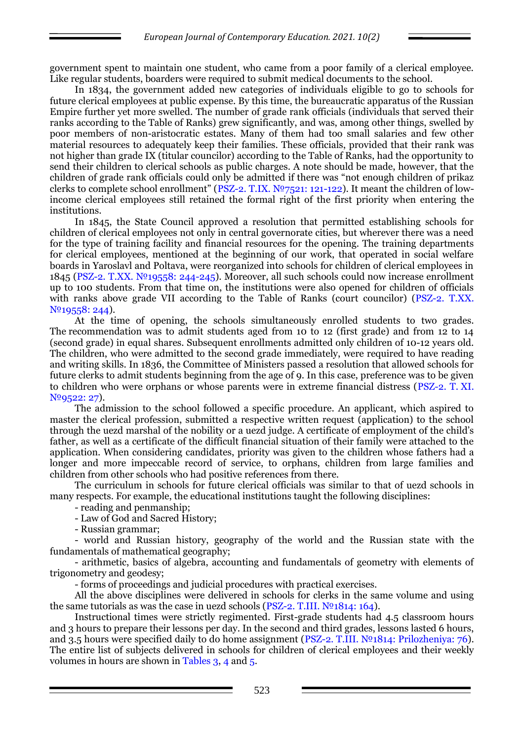government spent to maintain one student, who came from a poor family of a clerical employee. Like regular students, boarders were required to submit medical documents to the school.

In 1834, the government added new categories of individuals eligible to go to schools for future clerical employees at public expense. By this time, the bureaucratic apparatus of the Russian Empire further yet more swelled. The number of grade rank officials (individuals that served their ranks according to the Table of Ranks) grew significantly, and was, among other things, swelled by poor members of non-aristocratic estates. Many of them had too small salaries and few other material resources to adequately keep their families. These officials, provided that their rank was not higher than grade IX (titular councilor) according to the Table of Ranks, had the opportunity to send their children to clerical schools as public charges. A note should be made, however, that the children of grade rank officials could only be admitted if there was "not enough children of prikaz clerks to complete school enrollment" (PSZ-2. T.IX. №7521: 121-122). It meant the children of low-income clerical employees still retained the formal right of the first priority when entering the institutions.

In 1845, the State Council approved a resolution that permitted establishing schools for children of clerical employees not only in central governorate cities, but wherever there was a need for the type of training facility and financial resources for the opening. The training departments for clerical employees, mentioned at the beginning of our work, that operated in social welfare boards in Yaroslavl and Poltava, were reorganized into schools for children of clerical employees in 1845 (PSZ-2. T.XX. №19558: 244-245). Moreover, all such schools could now increase enrollment up to 100 students. From that time on, the institutions were also opened for children of officials with ranks above grade VII according to the Table of Ranks (court councilor) (PSZ-2. T.XX. №19558: 244).

At the time of opening, the schools simultaneously enrolled students to two grades. The recommendation was to admit students aged from 10 to 12 (first grade) and from 12 to 14 (second grade) in equal shares. Subsequent enrollments admitted only children of 10-12 years old. The children, who were admitted to the second grade immediately, were required to have reading and writing skills. In 1836, the Committee of Ministers passed a resolution that allowed schools for future clerks to admit students beginning from the age of 9. In this case, preference was to be given to children who were orphans or whose parents were in extreme financial distress (PSZ-2. T. XI. №9522: 27).

The admission to the school followed a specific procedure. An applicant, which aspired to master the clerical profession, submitted a respective written request (application) to the school through the uezd marshal of the nobility or a uezd judge. A certificate of employment of the child's father, as well as a certificate of the difficult financial situation of their family were attached to the application. When considering candidates, priority was given to the children whose fathers had a longer and more impeccable record of service, to orphans, children from large families and children from other schools who had positive references from there.

The curriculum in schools for future clerical officials was similar to that of uezd schools in many respects. For example, the educational institutions taught the following disciplines:

- reading and penmanship;
- Law of God and Sacred History;
- Russian grammar;
- world and Russian history, geography of the world and the Russian state with the fundamentals of mathematical geography;
- arithmetic, basics of algebra, accounting and fundamentals of geometry with elements of trigonometry and geodesy;
- forms of proceedings and judicial procedures with practical exercises.

All the above disciplines were delivered in schools for clerks in the same volume and using the same tutorials as was the case in uezd schools (PSZ-2. T.III. №1814: 164).

Instructional times were strictly regimented. First-grade students had 4.5 classroom hours and 3 hours to prepare their lessons per day. In the second and third grades, lessons lasted 6 hours, and 3.5 hours were specified daily to do home assignment (PSZ-2. T.III. №1814: Prilozheniya: 76). The entire list of subjects delivered in schools for children of clerical employees and their weekly volumes in hours are shown in Tables 3, 4 and 5.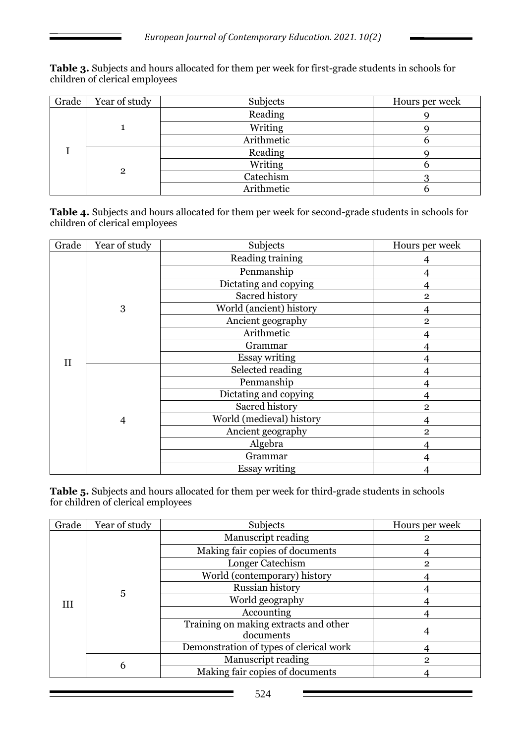**Table 3.** Subjects and hours allocated for them per week for first-grade students in schools for children of clerical employees

| Grade | Year of study | Subjects | Hours per week |
|---|---|---|---|
| I | 1 | Reading | 9 |
| | | Writing | 9 |
| | | Arithmetic | 6 |
| | 2 | Reading | 9 |
| | | Writing | 6 |
| | | Catechism | 3 |
| | | Arithmetic | 6 |

**Table 4.** Subjects and hours allocated for them per week for second-grade students in schools for children of clerical employees

| Grade | Year of study | Subjects | Hours per week |
|---|---|---|---|
| II | 3 | Reading training | 4 |
| | | Penmanship | 4 |
| | | Dictating and copying | 4 |
| | | Sacred history | 2 |
| | | World (ancient) history | 4 |
| | | Ancient geography | 2 |
| | | Arithmetic | 4 |
| | | Grammar | 4 |
| | | Essay writing | 4 |
| | 4 | Selected reading | 4 |
| | | Penmanship | 4 |
| | | Dictating and copying | 4 |
| | | Sacred history | 2 |
| | | World (medieval) history | 4 |
| | | Ancient geography | 2 |
| | | Algebra | 4 |
| | | Grammar | 4 |
| | | Essay writing | 4 |

**Table 5.** Subjects and hours allocated for them per week for third-grade students in schools for children of clerical employees

| Grade | Year of study | Subjects | Hours per week |
|---|---|---|---|
| III | 5 | Manuscript reading | 2 |
| | | Making fair copies of documents | 4 |
| | | Longer Catechism | 2 |
| | | World (contemporary) history | 4 |
| | | Russian history | 4 |
| | | World geography | 4 |
| | | Accounting | 4 |
| | | Training on making extracts and other documents | 4 |
| | | Demonstration of types of clerical work | 4 |
| | 6 | Manuscript reading | 2 |
| | | Making fair copies of documents | 4 |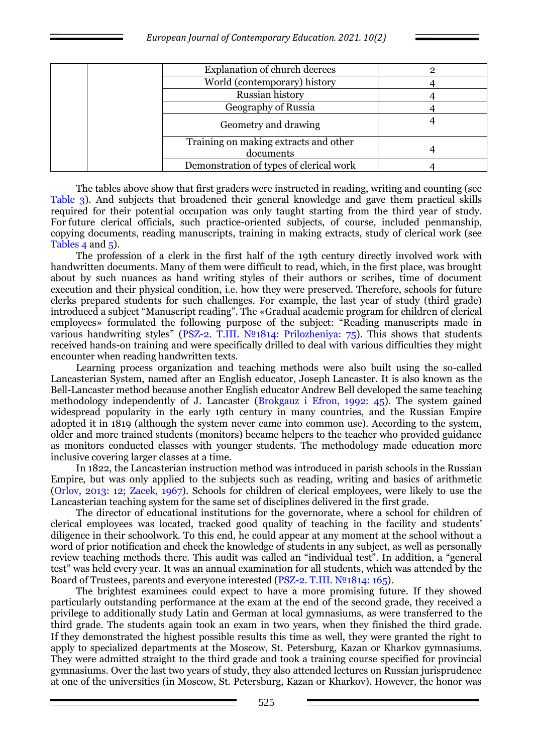| | | | |
|---|---|---|---|
| | | Explanation of church decrees | 2 |
| | | World (contemporary) history | 4 |
| | | Russian history | 4 |
| | | Geography of Russia | 4 |
| | | Geometry and drawing | 4 |
| | | Training on making extracts and other documents | 4 |
| | | Demonstration of types of clerical work | 4 |

The tables above show that first graders were instructed in reading, writing and counting (see Table 3). And subjects that broadened their general knowledge and gave them practical skills required for their potential occupation was only taught starting from the third year of study. For future clerical officials, such practice-oriented subjects, of course, included penmanship, copying documents, reading manuscripts, training in making extracts, study of clerical work (see Tables 4 and 5).

The profession of a clerk in the first half of the 19th century directly involved work with handwritten documents. Many of them were difficult to read, which, in the first place, was brought about by such nuances as hand writing styles of their authors or scribes, time of document execution and their physical condition, i.e. how they were preserved. Therefore, schools for future clerks prepared students for such challenges. For example, the last year of study (third grade) introduced a subject "Manuscript reading". The «Gradual academic program for children of clerical employees» formulated the following purpose of the subject: "Reading manuscripts made in various handwriting styles" (PSZ-2. T.III. №1814: Prilozheniya: 75). This shows that students received hands-on training and were specifically drilled to deal with various difficulties they might encounter when reading handwritten texts.

Learning process organization and teaching methods were also built using the so-called Lancasterian System, named after an English educator, Joseph Lancaster. It is also known as the Bell-Lancaster method because another English educator Andrew Bell developed the same teaching methodology independently of J. Lancaster (Brokgauz i Efron, 1992: 45). The system gained widespread popularity in the early 19th century in many countries, and the Russian Empire adopted it in 1819 (although the system never came into common use). According to the system, older and more trained students (monitors) became helpers to the teacher who provided guidance as monitors conducted classes with younger students. The methodology made education more inclusive covering larger classes at a time.

In 1822, the Lancasterian instruction method was introduced in parish schools in the Russian Empire, but was only applied to the subjects such as reading, writing and basics of arithmetic (Orlov, 2013: 12; Zacek, 1967). Schools for children of clerical employees, were likely to use the Lancasterian teaching system for the same set of disciplines delivered in the first grade.

The director of educational institutions for the governorate, where a school for children of clerical employees was located, tracked good quality of teaching in the facility and students' diligence in their schoolwork. To this end, he could appear at any moment at the school without a word of prior notification and check the knowledge of students in any subject, as well as personally review teaching methods there. This audit was called an "individual test". In addition, a "general test" was held every year. It was an annual examination for all students, which was attended by the Board of Trustees, parents and everyone interested (PSZ-2. T.III. №1814: 165).

The brightest examinees could expect to have a more promising future. If they showed particularly outstanding performance at the exam at the end of the second grade, they received a privilege to additionally study Latin and German at local gymnasiums, as were transferred to the third grade. The students again took an exam in two years, when they finished the third grade. If they demonstrated the highest possible results this time as well, they were granted the right to apply to specialized departments at the Moscow, St. Petersburg, Kazan or Kharkov gymnasiums. They were admitted straight to the third grade and took a training course specified for provincial gymnasiums. Over the last two years of study, they also attended lectures on Russian jurisprudence at one of the universities (in Moscow, St. Petersburg, Kazan or Kharkov). However, the honor was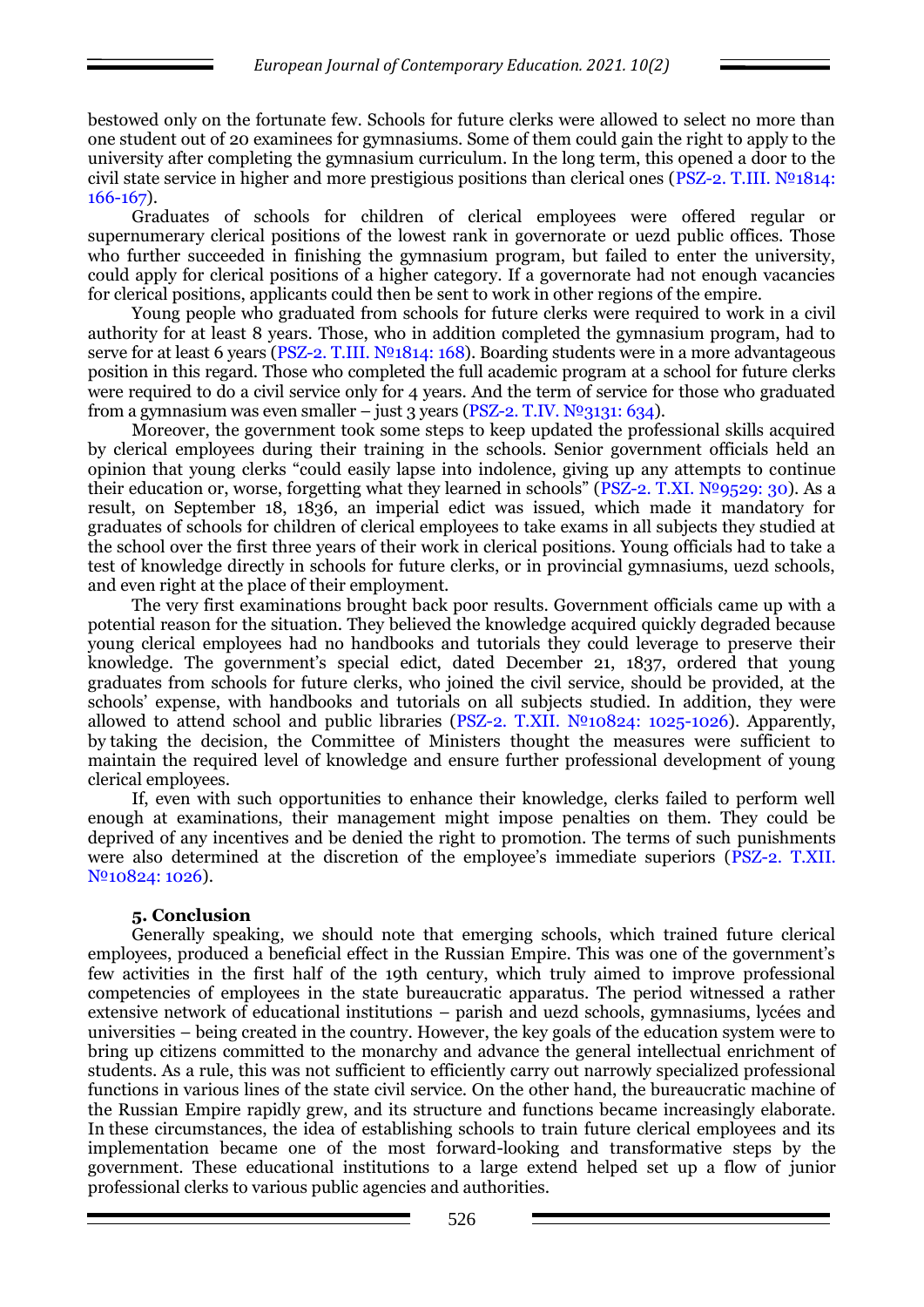bestowed only on the fortunate few. Schools for future clerks were allowed to select no more than one student out of 20 examinees for gymnasiums. Some of them could gain the right to apply to the university after completing the gymnasium curriculum. In the long term, this opened a door to the civil state service in higher and more prestigious positions than clerical ones (PSZ-2. T.III. №1814: 166-167).

Graduates of schools for children of clerical employees were offered regular or supernumerary clerical positions of the lowest rank in governorate or uezd public offices. Those who further succeeded in finishing the gymnasium program, but failed to enter the university, could apply for clerical positions of a higher category. If a governorate had not enough vacancies for clerical positions, applicants could then be sent to work in other regions of the empire.

Young people who graduated from schools for future clerks were required to work in a civil authority for at least 8 years. Those, who in addition completed the gymnasium program, had to serve for at least 6 years (PSZ-2. T.III. №1814: 168). Boarding students were in a more advantageous position in this regard. Those who completed the full academic program at a school for future clerks were required to do a civil service only for 4 years. And the term of service for those who graduated from a gymnasium was even smaller – just 3 years (PSZ-2. T.IV. №3131: 634).

Moreover, the government took some steps to keep updated the professional skills acquired by clerical employees during their training in the schools. Senior government officials held an opinion that young clerks "could easily lapse into indolence, giving up any attempts to continue their education or, worse, forgetting what they learned in schools" (PSZ-2. T.XI. №9529: 30). As a result, on September 18, 1836, an imperial edict was issued, which made it mandatory for graduates of schools for children of clerical employees to take exams in all subjects they studied at the school over the first three years of their work in clerical positions. Young officials had to take a test of knowledge directly in schools for future clerks, or in provincial gymnasiums, uezd schools, and even right at the place of their employment.

The very first examinations brought back poor results. Government officials came up with a potential reason for the situation. They believed the knowledge acquired quickly degraded because young clerical employees had no handbooks and tutorials they could leverage to preserve their knowledge. The government's special edict, dated December 21, 1837, ordered that young graduates from schools for future clerks, who joined the civil service, should be provided, at the schools' expense, with handbooks and tutorials on all subjects studied. In addition, they were allowed to attend school and public libraries (PSZ-2. T.XII. №10824: 1025-1026). Apparently, by taking the decision, the Committee of Ministers thought the measures were sufficient to maintain the required level of knowledge and ensure further professional development of young clerical employees.

If, even with such opportunities to enhance their knowledge, clerks failed to perform well enough at examinations, their management might impose penalties on them. They could be deprived of any incentives and be denied the right to promotion. The terms of such punishments were also determined at the discretion of the employee's immediate superiors (PSZ-2. T.XII. №10824: 1026).

## 5. Conclusion

Generally speaking, we should note that emerging schools, which trained future clerical employees, produced a beneficial effect in the Russian Empire. This was one of the government's few activities in the first half of the 19th century, which truly aimed to improve professional competencies of employees in the state bureaucratic apparatus. The period witnessed a rather extensive network of educational institutions – parish and uezd schools, gymnasiums, lycées and universities – being created in the country. However, the key goals of the education system were to bring up citizens committed to the monarchy and advance the general intellectual enrichment of students. As a rule, this was not sufficient to efficiently carry out narrowly specialized professional functions in various lines of the state civil service. On the other hand, the bureaucratic machine of the Russian Empire rapidly grew, and its structure and functions became increasingly elaborate. In these circumstances, the idea of establishing schools to train future clerical employees and its implementation became one of the most forward-looking and transformative steps by the government. These educational institutions to a large extend helped set up a flow of junior professional clerks to various public agencies and authorities.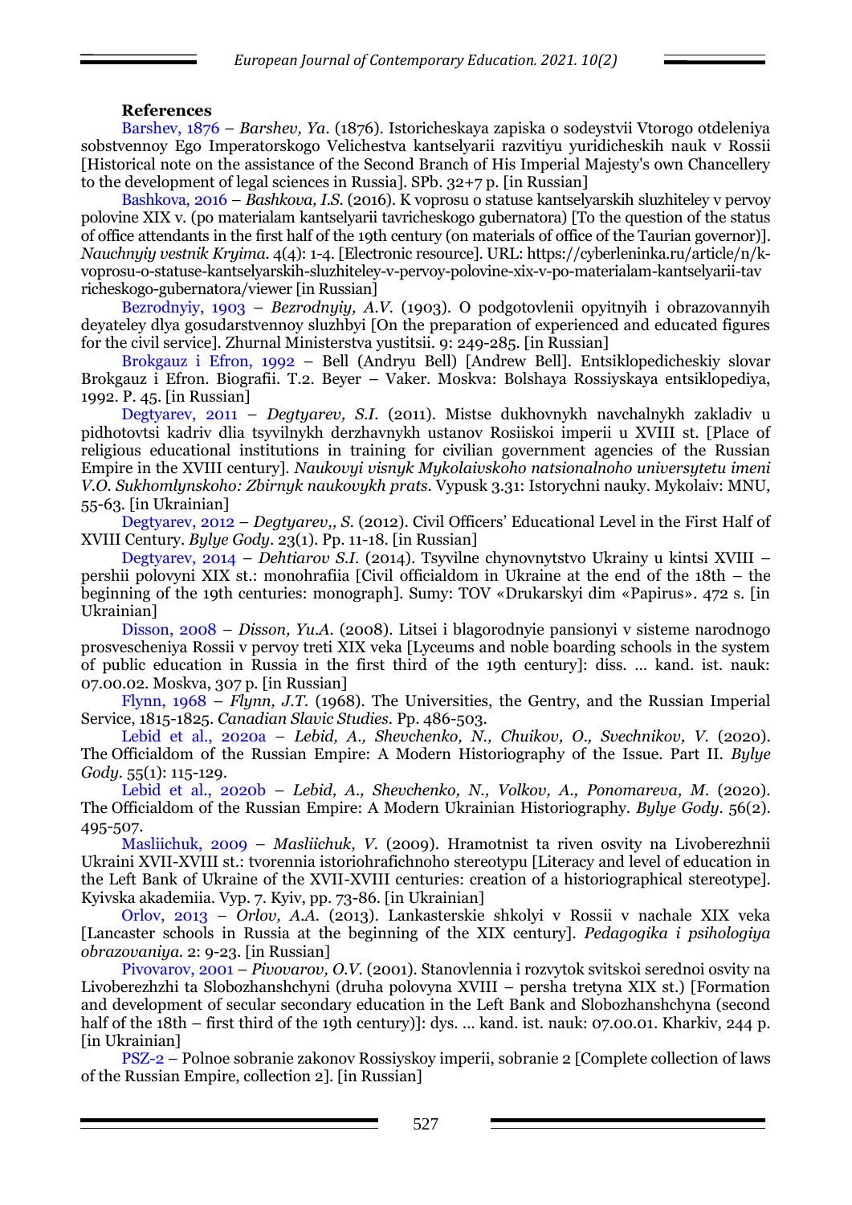**References**

Barshev, 1876 – *Barshev, Ya.* (1876). Istoricheskaya zapiska o sodeystvii Vtorogo otdeleniya sobstvennoy Ego Imperatorskogo Velichestva kantselyarii razvitiyu yuridicheskih nauk v Rossii [Historical note on the assistance of the Second Branch of His Imperial Majesty's own Chancellery to the development of legal sciences in Russia]. SPb. 32+7 p. [in Russian]

Bashkova, 2016 – *Bashkova, I.S.* (2016). K voprosu o statuse kantselyarskih sluzhiteley v pervoy polovine XIX v. (po materialam kantselyarii tavricheskogo gubernatora) [To the question of the status of office attendants in the first half of the 19th century (on materials of office of the Taurian governor)]. *Nauchnyiy vestnik Kryima*. 4(4): 1-4. [Electronic resource]. URL: https://cyberleninka.ru/article/n/k-voprosu-o-statuse-kantselyarskih-sluzhiteley-v-pervoy-polovine-xix-v-po-materialam-kantselyarii-tavricheskogo-gubernatora/viewer [in Russian]

Bezrodnyiy, 1903 – *Bezrodnyiy, A.V.* (1903). O podgotovlenii opyitnyih i obrazovannyih deyateley dlya gosudarstvennoy sluzhbyi [On the preparation of experienced and educated figures for the civil service]. Zhurnal Ministerstva yustitsii. 9: 249-285. [in Russian]

Brokgauz i Efron, 1992 – Bell (Andryu Bell) [Andrew Bell]. Entsiklopedicheskiy slovar Brokgauz i Efron. Biografii. T.2. Beyer – Vaker. Moskva: Bolshaya Rossiyskaya entsiklopediya, 1992. P. 45. [in Russian]

Degtyarev, 2011 – *Degtyarev, S.I.* (2011). Mistse dukhovnykh navchalnykh zakladiv u pidhotovtsi kadriv dlia tsyvilnykh derzhavnykh ustanov Rosiiskoi imperii u XVIII st. [Place of religious educational institutions in training for civilian government agencies of the Russian Empire in the XVIII century]. *Naukovyi visnyk Mykolaivskoho natsionalnoho universytetu imeni V.O. Sukhomlynskoho: Zbirnyk naukovykh prats*. Vypusk 3.31: Istorychni nauky. Mykolaiv: MNU, 55-63. [in Ukrainian]

Degtyarev, 2012 – *Degtyarev,, S.* (2012). Civil Officers' Educational Level in the First Half of XVIII Century. *Bylye Gody*. 23(1). Pp. 11-18. [in Russian]

Degtyarev, 2014 – *Dehtiarov S.I.* (2014). Tsyvilne chynovnytstvo Ukrainy u kintsi XVIII – pershii polovyni XIX st.: monohrafiia [Civil officialdom in Ukraine at the end of the 18th – the beginning of the 19th centuries: monograph]. Sumy: TOV «Drukarskyi dim «Papirus». 472 s. [in Ukrainian]

Disson, 2008 – *Disson, Yu.A.* (2008). Litsei i blagorodnyie pansionyi v sisteme narodnogo prosvescheniya Rossii v pervoy treti XIX veka [Lyceums and noble boarding schools in the system of public education in Russia in the first third of the 19th century]: diss. … kand. ist. nauk: 07.00.02. Moskva, 307 p. [in Russian]

Flynn, 1968 – *Flynn, J.T.* (1968). The Universities, the Gentry, and the Russian Imperial Service, 1815-1825. *Canadian Slavic Studies*. Pp. 486-503.

Lebid et al., 2020a – *Lebid, A., Shevchenko, N., Chuikov, O., Svechnikov, V.* (2020). The Officialdom of the Russian Empire: A Modern Historiography of the Issue. Part II. *Bylye Gody*. 55(1): 115-129.

Lebid et al., 2020b – *Lebid, A., Shevchenko, N., Volkov, A., Ponomareva, M.* (2020). The Officialdom of the Russian Empire: A Modern Ukrainian Historiography. *Bylye Gody*. 56(2). 495-507.

Masliichuk, 2009 – *Masliichuk, V.* (2009). Hramotnist ta riven osvity na Livoberezhnii Ukraini XVII-XVIII st.: tvorennia istoriohrafichnoho stereotypu [Literacy and level of education in the Left Bank of Ukraine of the XVII-XVIII centuries: creation of a historiographical stereotype]. Kyivska akademiia. Vyp. 7. Kyiv, pp. 73-86. [in Ukrainian]

Orlov, 2013 – *Orlov, A.A.* (2013). Lankasterskie shkolyi v Rossii v nachale XIX veka [Lancaster schools in Russia at the beginning of the XIX century]. *Pedagogika i psihologiya obrazovaniya*. 2: 9-23. [in Russian]

Pivovarov, 2001 – *Pivovarov, O.V.* (2001). Stanovlennia i rozvytok svitskoi serednoi osvity na Livoberezhzhi ta Slobozhanshchyni (druha polovyna XVIII – persha tretyna XIX st.) [Formation and development of secular secondary education in the Left Bank and Slobozhanshchyna (second half of the 18th – first third of the 19th century)]: dys. … kand. ist. nauk: 07.00.01. Kharkiv, 244 p. [in Ukrainian]

PSZ-2 – Polnoe sobranie zakonov Rossiyskoy imperii, sobranie 2 [Complete collection of laws of the Russian Empire, collection 2]. [in Russian]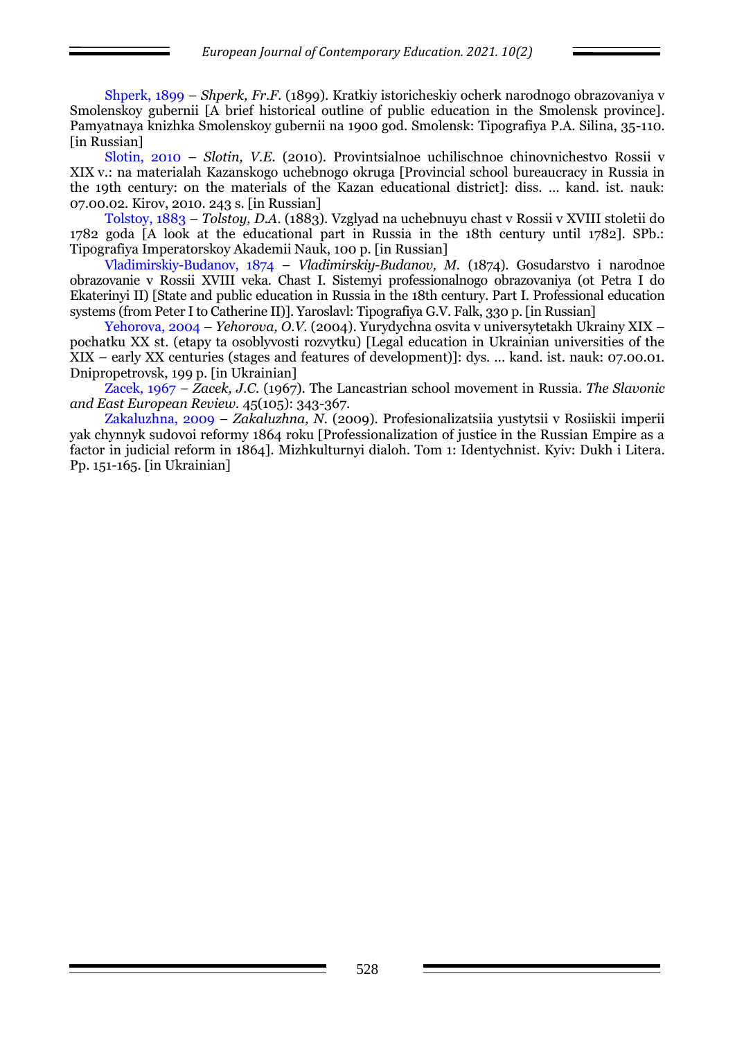Shperk, 1899 – *Shperk, Fr.F.* (1899). Kratkiy istoricheskiy ocherk narodnogo obrazovaniya v Smolenskoy gubernii [A brief historical outline of public education in the Smolensk province]. Pamyatnaya knizhka Smolenskoy gubernii na 1900 god. Smolensk: Tipografiya P.A. Silina, 35-110. [in Russian]

Slotin, 2010 – *Slotin, V.E.* (2010). Provintsialnoe uchilischnoe chinovnichestvo Rossii v XIX v.: na materialah Kazanskogo uchebnogo okruga [Provincial school bureaucracy in Russia in the 19th century: on the materials of the Kazan educational district]: diss. … kand. ist. nauk: 07.00.02. Kirov, 2010. 243 s. [in Russian]

Tolstoy, 1883 – *Tolstoy, D.A.* (1883). Vzglyad na uchebnuyu chast v Rossii v XVIII stoletii do 1782 goda [A look at the educational part in Russia in the 18th century until 1782]. SPb.: Tipografiya Imperatorskoy Akademii Nauk, 100 p. [in Russian]

Vladimirskiy-Budanov, 1874 – *Vladimirskiy-Budanov, M.* (1874). Gosudarstvo i narodnoe obrazovanie v Rossii XVIII veka. Chast I. Sistemyi professionalnogo obrazovaniya (ot Petra I do Ekaterinyi II) [State and public education in Russia in the 18th century. Part I. Professional education systems (from Peter I to Catherine II)]. Yaroslavl: Tipografiya G.V. Falk, 330 p. [in Russian]

Yehorova, 2004 – *Yehorova, O.V.* (2004). Yurydychna osvita v universytetakh Ukrainy XIX – pochatku XX st. (etapy ta osoblyvosti rozvytku) [Legal education in Ukrainian universities of the XIX – early XX centuries (stages and features of development)]: dys. … kand. ist. nauk: 07.00.01. Dnipropetrovsk, 199 p. [in Ukrainian]

Zacek, 1967 – *Zacek, J.C.* (1967). The Lancastrian school movement in Russia. *The Slavonic and East European Review*. 45(105): 343-367.

Zakaluzhna, 2009 – *Zakaluzhna, N.* (2009). Profesionalizatsiia yustytsii v Rosiiskii imperii yak chynnyk sudovoi reformy 1864 roku [Professionalization of justice in the Russian Empire as a factor in judicial reform in 1864]. Mizhkulturnyi dialoh. Tom 1: Identychnist. Kyiv: Dukh i Litera. Pp. 151-165. [in Ukrainian]